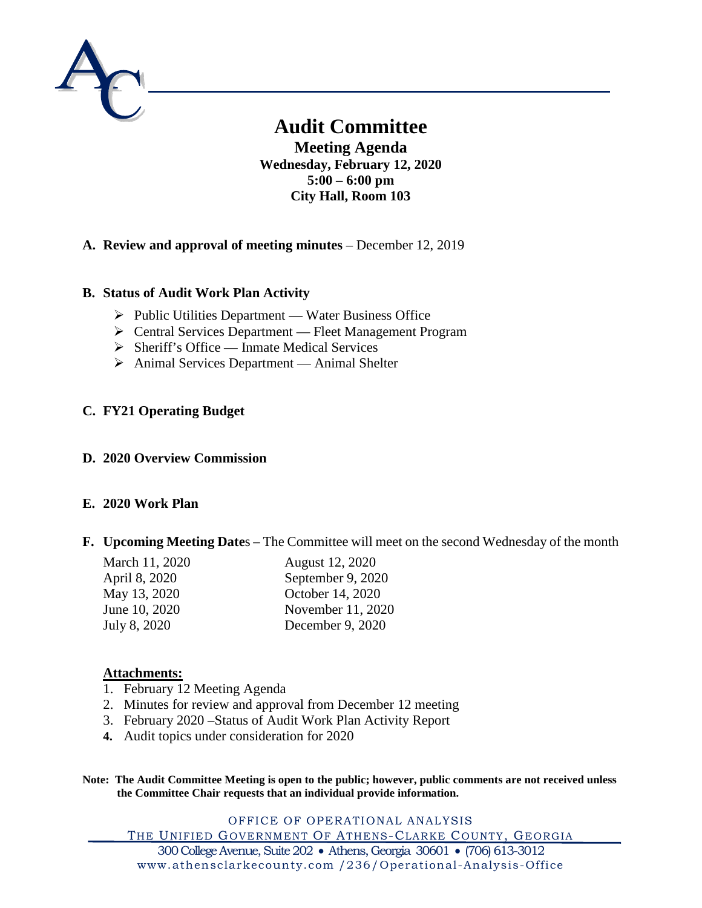# Audit Committee

## Meeting Agenda

**Wednesday, February 12, 2020**
**5:00 – 6:00 pm**
**City Hall, Room 103**

**A. Review and approval of meeting minutes** – December 12, 2019

**B. Status of Audit Work Plan Activity**

- Public Utilities Department — Water Business Office
- Central Services Department — Fleet Management Program
- Sheriff's Office — Inmate Medical Services
- Animal Services Department — Animal Shelter

**C. FY21 Operating Budget**

**D. 2020 Overview Commission**

**E. 2020 Work Plan**

**F. Upcoming Meeting Dates** – The Committee will meet on the second Wednesday of the month

| | |
|---|---|
| March 11, 2020 | August 12, 2020 |
| April 8, 2020 | September 9, 2020 |
| May 13, 2020 | October 14, 2020 |
| June 10, 2020 | November 11, 2020 |
| July 8, 2020 | December 9, 2020 |

**Attachments:**

1. February 12 Meeting Agenda
2. Minutes for review and approval from December 12 meeting
3. February 2020 –Status of Audit Work Plan Activity Report
4. Audit topics under consideration for 2020

**Note: The Audit Committee Meeting is open to the public; however, public comments are not received unless the Committee Chair requests that an individual provide information.**

OFFICE OF OPERATIONAL ANALYSIS
THE UNIFIED GOVERNMENT OF ATHENS-CLARKE COUNTY, GEORGIA
300 College Avenue, Suite 202 • Athens, Georgia 30601 • (706) 613-3012
www.athensclarkecounty.com /236/Operational-Analysis-Office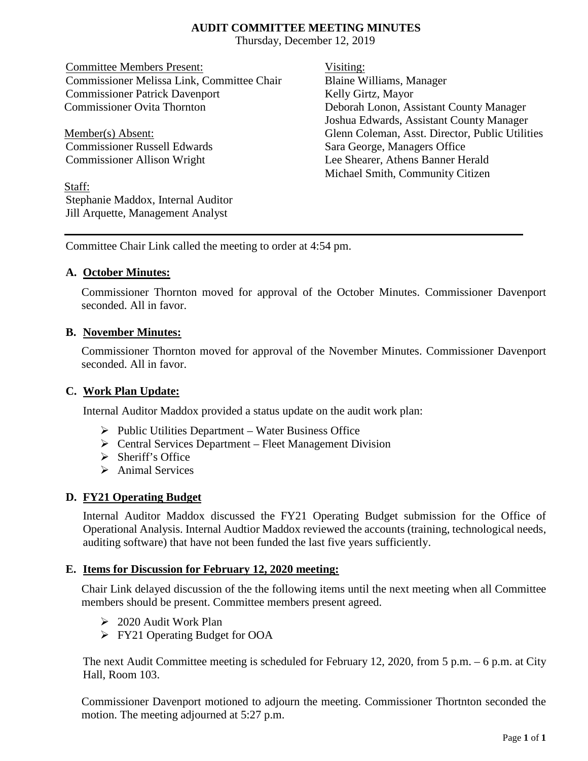# AUDIT COMMITTEE MEETING MINUTES

Thursday, December 12, 2019

Committee Members Present:
Commissioner Melissa Link, Committee Chair
Commissioner Patrick Davenport
Commissioner Ovita Thornton

Member(s) Absent:
Commissioner Russell Edwards
Commissioner Allison Wright

Staff:
Stephanie Maddox, Internal Auditor
Jill Arquette, Management Analyst

Visiting:
Blaine Williams, Manager
Kelly Girtz, Mayor
Deborah Lonon, Assistant County Manager
Joshua Edwards, Assistant County Manager
Glenn Coleman, Asst. Director, Public Utilities
Sara George, Managers Office
Lee Shearer, Athens Banner Herald
Michael Smith, Community Citizen

---

Committee Chair Link called the meeting to order at 4:54 pm.

**A. October Minutes:**

Commissioner Thornton moved for approval of the October Minutes. Commissioner Davenport seconded. All in favor.

**B. November Minutes:**

Commissioner Thornton moved for approval of the November Minutes. Commissioner Davenport seconded. All in favor.

**C. Work Plan Update:**

Internal Auditor Maddox provided a status update on the audit work plan:

- Public Utilities Department – Water Business Office
- Central Services Department – Fleet Management Division
- Sheriff's Office
- Animal Services

**D. FY21 Operating Budget**

Internal Auditor Maddox discussed the FY21 Operating Budget submission for the Office of Operational Analysis. Internal Audtior Maddox reviewed the accounts (training, technological needs, auditing software) that have not been funded the last five years sufficiently.

**E. Items for Discussion for February 12, 2020 meeting:**

Chair Link delayed discussion of the the following items until the next meeting when all Committee members should be present. Committee members present agreed.

- 2020 Audit Work Plan
- FY21 Operating Budget for OOA

The next Audit Committee meeting is scheduled for February 12, 2020, from 5 p.m. – 6 p.m. at City Hall, Room 103.

Commissioner Davenport motioned to adjourn the meeting. Commissioner Thortnton seconded the motion. The meeting adjourned at 5:27 p.m.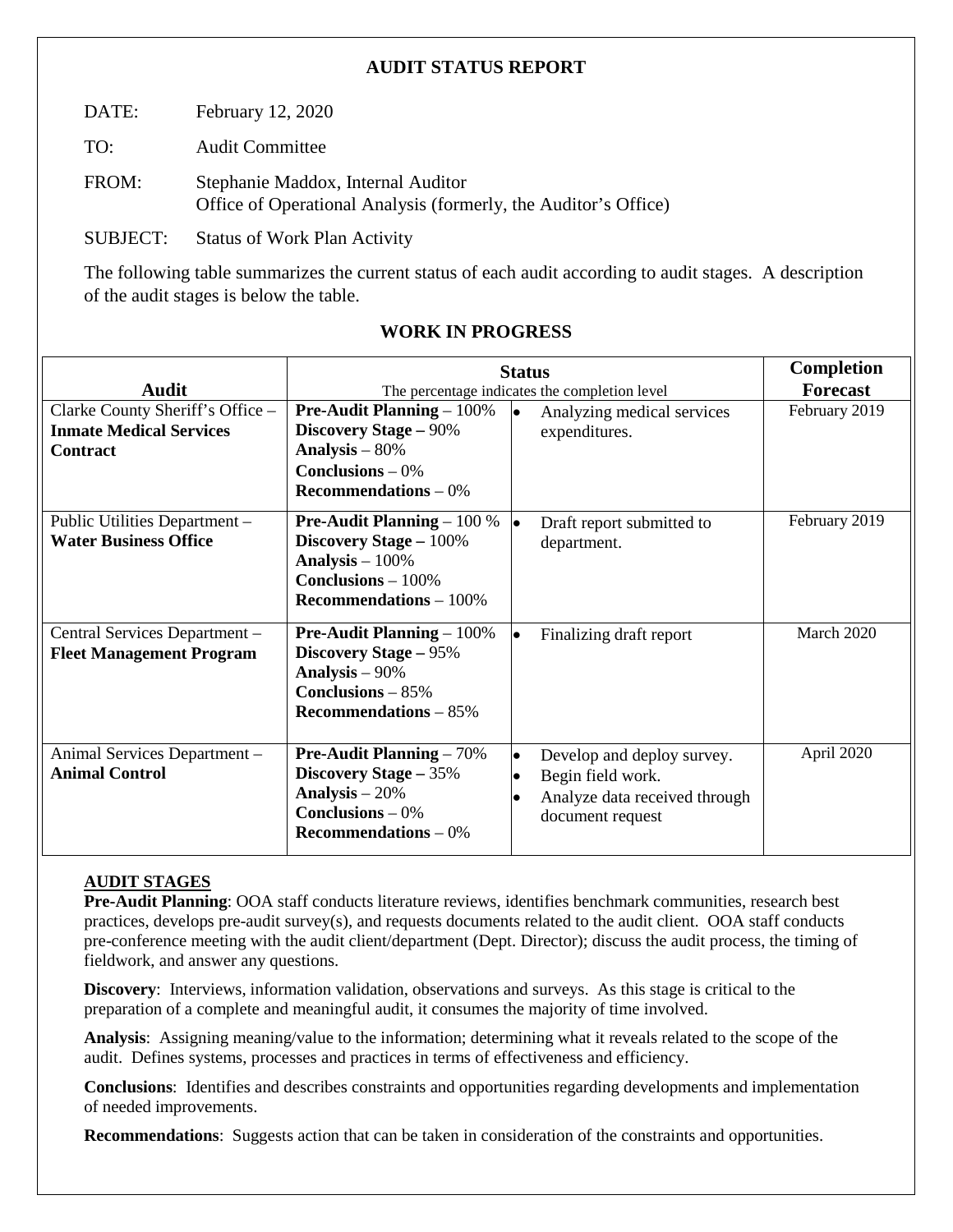# AUDIT STATUS REPORT

DATE: February 12, 2020

TO: Audit Committee

FROM: Stephanie Maddox, Internal Auditor
Office of Operational Analysis (formerly, the Auditor's Office)

SUBJECT: Status of Work Plan Activity

The following table summarizes the current status of each audit according to audit stages. A description of the audit stages is below the table.

## WORK IN PROGRESS

| Audit | Status (The percentage indicates the completion level) | | Completion Forecast |
|---|---|---|---|
| Clarke County Sheriff's Office – **Inmate Medical Services Contract** | **Pre-Audit Planning** – 100%<br>**Discovery Stage –** 90%<br>**Analysis** – 80%<br>**Conclusions** – 0%<br>**Recommendations** – 0% | • Analyzing medical services expenditures. | February 2019 |
| Public Utilities Department – **Water Business Office** | **Pre-Audit Planning** – 100 %<br>**Discovery Stage –** 100%<br>**Analysis** – 100%<br>**Conclusions** – 100%<br>**Recommendations** – 100% | • Draft report submitted to department. | February 2019 |
| Central Services Department – **Fleet Management Program** | **Pre-Audit Planning** – 100%<br>**Discovery Stage –** 95%<br>**Analysis** – 90%<br>**Conclusions** – 85%<br>**Recommendations** – 85% | • Finalizing draft report | March 2020 |
| Animal Services Department – **Animal Control** | **Pre-Audit Planning** – 70%<br>**Discovery Stage –** 35%<br>**Analysis** – 20%<br>**Conclusions** – 0%<br>**Recommendations** – 0% | • Develop and deploy survey.<br>• Begin field work.<br>• Analyze data received through document request | April 2020 |

### AUDIT STAGES

**Pre-Audit Planning**: OOA staff conducts literature reviews, identifies benchmark communities, research best practices, develops pre-audit survey(s), and requests documents related to the audit client. OOA staff conducts pre-conference meeting with the audit client/department (Dept. Director); discuss the audit process, the timing of fieldwork, and answer any questions.

**Discovery**: Interviews, information validation, observations and surveys. As this stage is critical to the preparation of a complete and meaningful audit, it consumes the majority of time involved.

**Analysis**: Assigning meaning/value to the information; determining what it reveals related to the scope of the audit. Defines systems, processes and practices in terms of effectiveness and efficiency.

**Conclusions**: Identifies and describes constraints and opportunities regarding developments and implementation of needed improvements.

**Recommendations**: Suggests action that can be taken in consideration of the constraints and opportunities.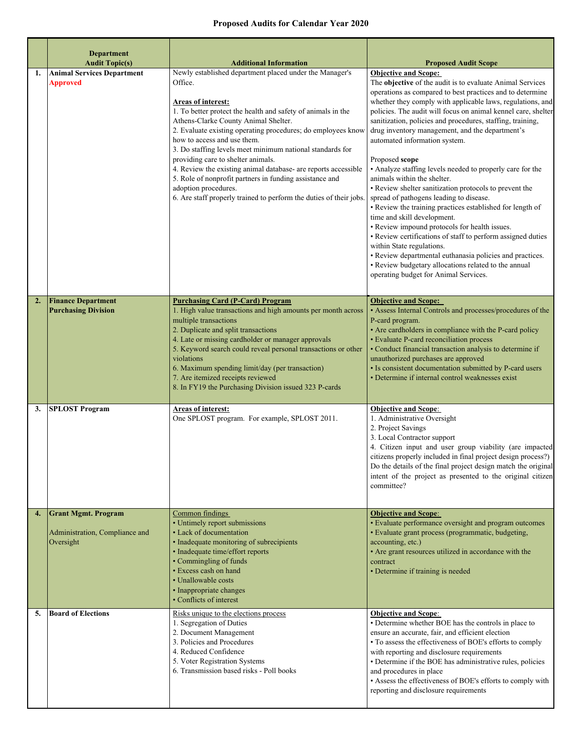# Proposed Audits for Calendar Year 2020

| | Department Audit Topic(s) | Additional Information | Proposed Audit Scope |
|---|---|---|---|
| 1. | **Animal Services Department** **Approved** | Newly established department placed under the Manager's Office.<br><br>**Areas of interest:**<br>1. To better protect the health and safety of animals in the Athens-Clarke County Animal Shelter.<br>2. Evaluate existing operating procedures; do employees know how to access and use them.<br>3. Do staffing levels meet minimum national standards for providing care to shelter animals.<br>4. Review the existing animal database- are reports accessible<br>5. Role of nonprofit partners in funding assistance and adoption procedures.<br>6. Are staff properly trained to perform the duties of their jobs. | **Objective and Scope:**<br>The **objective** of the audit is to evaluate Animal Services operations as compared to best practices and to determine whether they comply with applicable laws, regulations, and policies. The audit will focus on animal kennel care, shelter sanitization, policies and procedures, staffing, training, drug inventory management, and the department's automated information system.<br><br>Proposed **scope**<br>• Analyze staffing levels needed to properly care for the animals within the shelter.<br>• Review shelter sanitization protocols to prevent the spread of pathogens leading to disease.<br>• Review the training practices established for length of time and skill development.<br>• Review impound protocols for health issues.<br>• Review certifications of staff to perform assigned duties within State regulations.<br>• Review departmental euthanasia policies and practices.<br>• Review budgetary allocations related to the annual operating budget for Animal Services. |
| 2. | **Finance Department** **Purchasing Division** | **Purchasing Card (P-Card) Program**<br>1. High value transactions and high amounts per month across multiple transactions<br>2. Duplicate and split transactions<br>4. Late or missing cardholder or manager approvals<br>5. Keyword search could reveal personal transactions or other violations<br>6. Maximum spending limit/day (per transaction)<br>7. Are itemized receipts reviewed<br>8. In FY19 the Purchasing Division issued 323 P-cards | **Objective and Scope:**<br>• Assess Internal Controls and processes/procedures of the P-card program.<br>• Are cardholders in compliance with the P-card policy<br>• Evaluate P-card reconciliation process<br>• Conduct financial transaction analysis to determine if unauthorized purchases are approved<br>• Is consistent documentation submitted by P-card users<br>• Determine if internal control weaknesses exist |
| 3. | **SPLOST Program** | **Areas of interest:**<br>One SPLOST program. For example, SPLOST 2011. | **Objective and Scope:**<br>1. Administrative Oversight<br>2. Project Savings<br>3. Local Contractor support<br>4. Citizen input and user group viability (are impacted citizens properly included in final project design process?) Do the details of the final project design match the original intent of the project as presented to the original citizen committee? |
| 4. | **Grant Mgmt. Program**<br><br>Administration, Compliance and Oversight | Common findings<br>• Untimely report submissions<br>• Lack of documentation<br>• Inadequate monitoring of subrecipients<br>• Inadequate time/effort reports<br>• Commingling of funds<br>• Excess cash on hand<br>• Unallowable costs<br>• Inappropriate changes<br>• Conflicts of interest | **Objective and Scope:**<br>• Evaluate performance oversight and program outcomes<br>• Evaluate grant process (programmatic, budgeting, accounting, etc.)<br>• Are grant resources utilized in accordance with the contract<br>• Determine if training is needed |
| 5. | **Board of Elections** | Risks unique to the elections process<br>1. Segregation of Duties<br>2. Document Management<br>3. Policies and Procedures<br>4. Reduced Confidence<br>5. Voter Registration Systems<br>6. Transmission based risks - Poll books | **Objective and Scope:**<br>• Determine whether BOE has the controls in place to ensure an accurate, fair, and efficient election<br>• To assess the effectiveness of BOE's efforts to comply with reporting and disclosure requirements<br>• Determine if the BOE has administrative rules, policies and procedures in place<br>• Assess the effectiveness of BOE's efforts to comply with reporting and disclosure requirements |